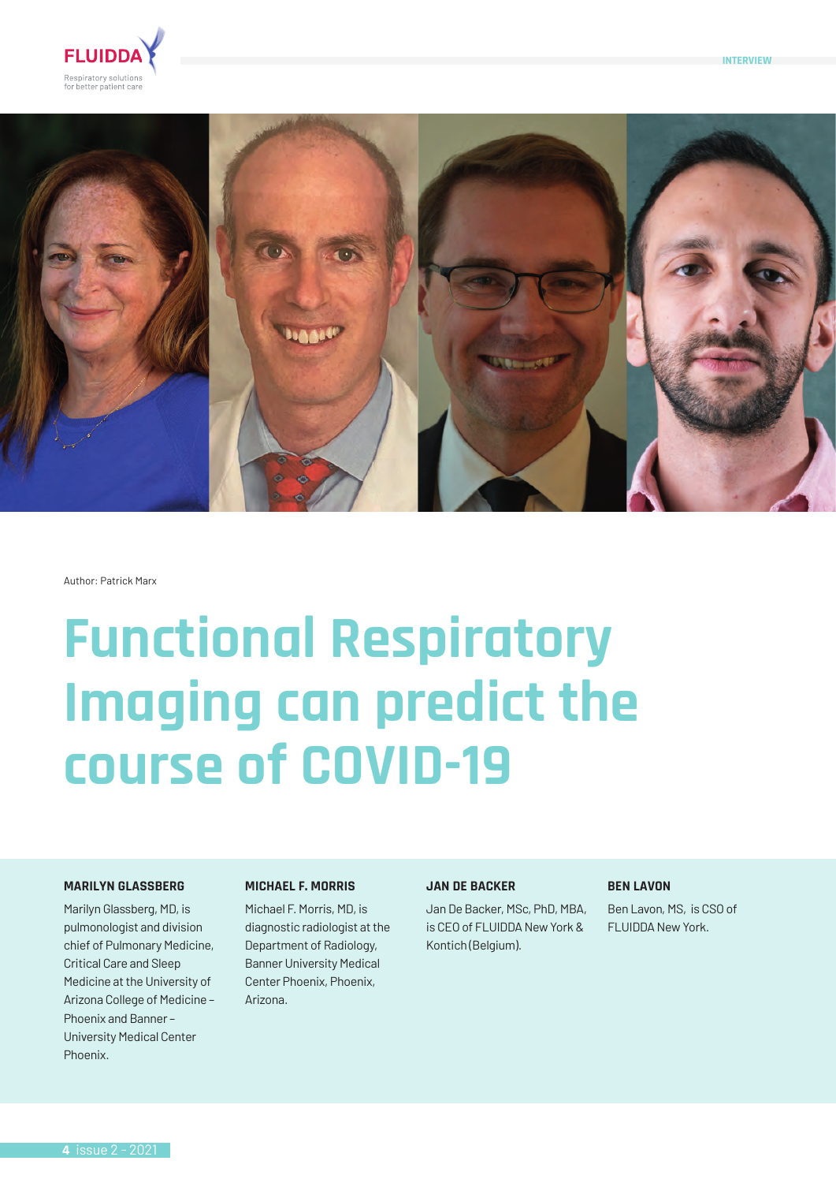Author: Patrick Marx

# Functional Respiratory Imaging can predict the course of COVID-19

**MARILYN GLASSBERG**

Marilyn Glassberg, MD, is pulmonologist and division chief of Pulmonary Medicine, Critical Care and Sleep Medicine at the University of Arizona College of Medicine – Phoenix and Banner – University Medical Center Phoenix.

**MICHAEL F. MORRIS**

Michael F. Morris, MD, is diagnostic radiologist at the Department of Radiology, Banner University Medical Center Phoenix, Phoenix, Arizona.

**JAN DE BACKER**

Jan De Backer, MSc, PhD, MBA, is CEO of FLUIDDA New York & Kontich (Belgium).

**BEN LAVON**

Ben Lavon, MS, is CSO of FLUIDDA New York.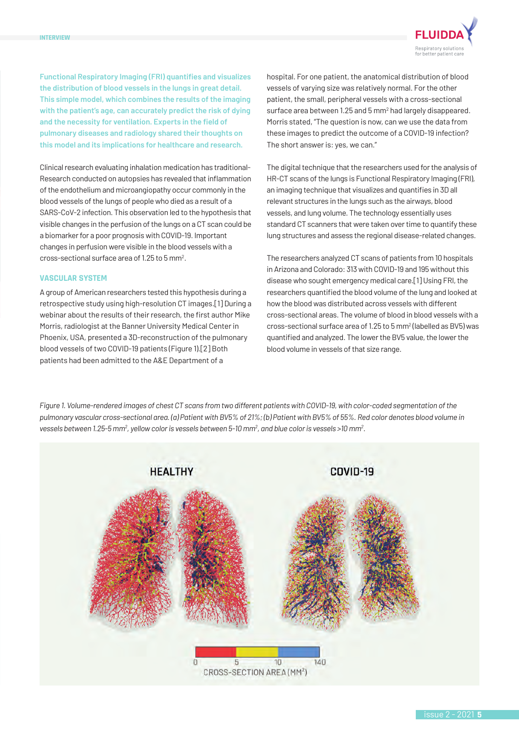**Functional Respiratory Imaging (FRI) quantifies and visualizes the distribution of blood vessels in the lungs in great detail. This simple model, which combines the results of the imaging with the patient's age, can accurately predict the risk of dying and the necessity for ventilation. Experts in the field of pulmonary diseases and radiology shared their thoughts on this model and its implications for healthcare and research.**

Clinical research evaluating inhalation medication has traditional-Research conducted on autopsies has revealed that inflammation of the endothelium and microangiopathy occur commonly in the blood vessels of the lungs of people who died as a result of a SARS-CoV-2 infection. This observation led to the hypothesis that visible changes in the perfusion of the lungs on a CT scan could be a biomarker for a poor prognosis with COVID-19. Important changes in perfusion were visible in the blood vessels with a cross-sectional surface area of 1.25 to 5 mm$^2$.

## VASCULAR SYSTEM

A group of American researchers tested this hypothesis during a retrospective study using high-resolution CT images.[1] During a webinar about the results of their research, the first author Mike Morris, radiologist at the Banner University Medical Center in Phoenix, USA, presented a 3D-reconstruction of the pulmonary blood vessels of two COVID-19 patients (Figure 1).[2] Both patients had been admitted to the A&E Department of a hospital. For one patient, the anatomical distribution of blood vessels of varying size was relatively normal. For the other patient, the small, peripheral vessels with a cross-sectional surface area between 1.25 and 5 mm$^2$ had largely disappeared. Morris stated, "The question is now, can we use the data from these images to predict the outcome of a COVID-19 infection? The short answer is: yes, we can."

The digital technique that the researchers used for the analysis of HR-CT scans of the lungs is Functional Respiratory Imaging (FRI), an imaging technique that visualizes and quantifies in 3D all relevant structures in the lungs such as the airways, blood vessels, and lung volume. The technology essentially uses standard CT scanners that were taken over time to quantify these lung structures and assess the regional disease-related changes.

The researchers analyzed CT scans of patients from 10 hospitals in Arizona and Colorado: 313 with COVID-19 and 195 without this disease who sought emergency medical care.[1] Using FRI, the researchers quantified the blood volume of the lung and looked at how the blood was distributed across vessels with different cross-sectional areas. The volume of blood in blood vessels with a cross-sectional surface area of 1.25 to 5 mm$^2$ (labelled as BV5) was quantified and analyzed. The lower the BV5 value, the lower the blood volume in vessels of that size range.

*Figure 1. Volume-rendered images of chest CT scans from two different patients with COVID-19, with color-coded segmentation of the pulmonary vascular cross-sectional area. (a) Patient with BV5% of 21%; (b) Patient with BV5% of 55%. Red color denotes blood volume in vessels between 1.25-5 mm$^2$, yellow color is vessels between 5-10 mm$^2$, and blue color is vessels >10 mm$^2$.*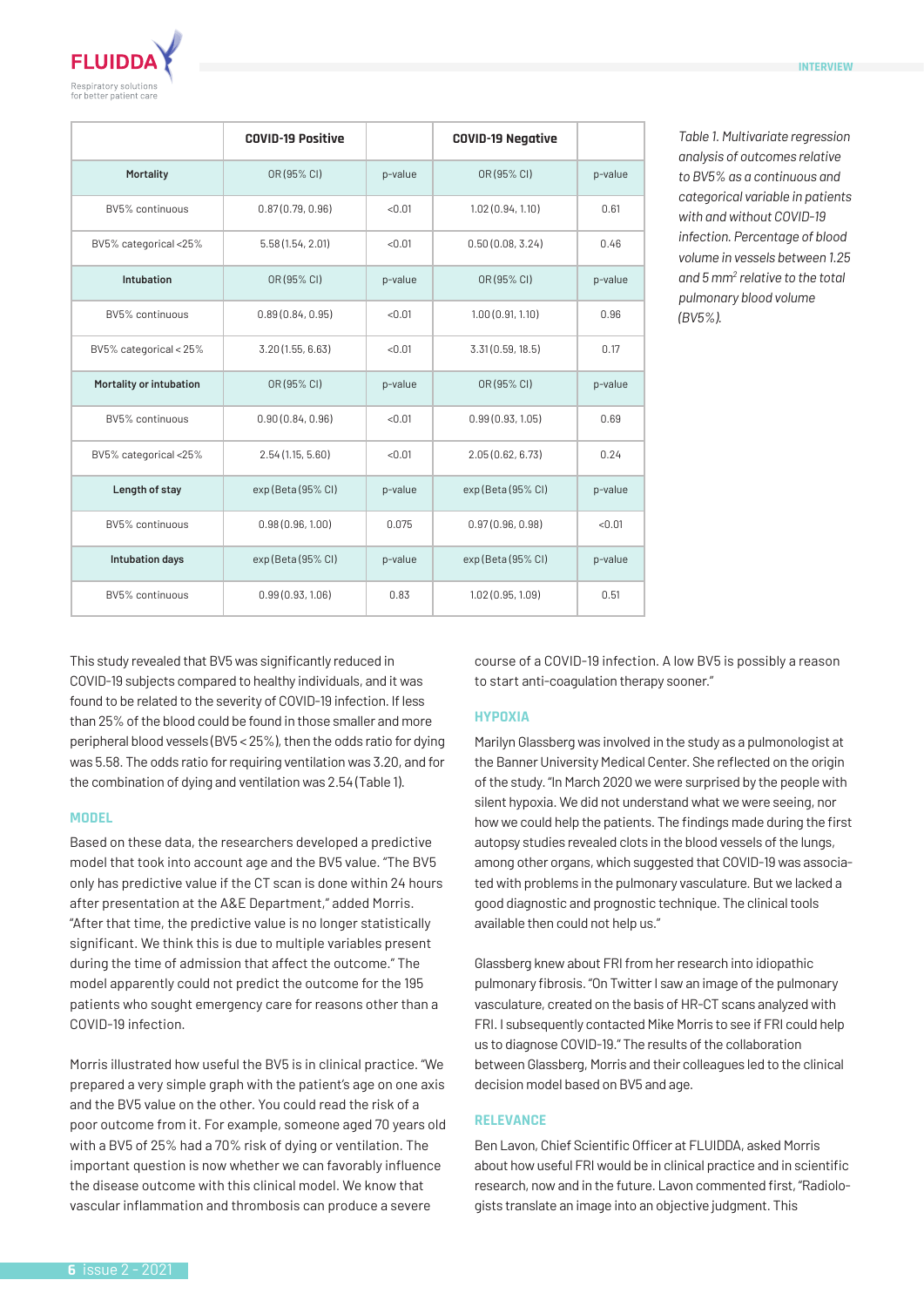| | COVID-19 Positive | | COVID-19 Negative | |
|---|---|---|---|---|
| **Mortality** | OR (95% CI) | p-value | OR (95% CI) | p-value |
| BV5% continuous | 0.87 (0.79, 0.96) | <0.01 | 1.02 (0.94, 1.10) | 0.61 |
| BV5% categorical <25% | 5.58 (1.54, 2.01) | <0.01 | 0.50 (0.08, 3.24) | 0.46 |
| **Intubation** | OR (95% CI) | p-value | OR (95% CI) | p-value |
| BV5% continuous | 0.89 (0.84, 0.95) | <0.01 | 1.00 (0.91, 1.10) | 0.96 |
| BV5% categorical < 25% | 3.20 (1.55, 6.63) | <0.01 | 3.31 (0.59, 18.5) | 0.17 |
| **Mortality or intubation** | OR (95% CI) | p-value | OR (95% CI) | p-value |
| BV5% continuous | 0.90 (0.84, 0.96) | <0.01 | 0.99 (0.93, 1.05) | 0.69 |
| BV5% categorical <25% | 2.54 (1.15, 5.60) | <0.01 | 2.05 (0.62, 6.73) | 0.24 |
| **Length of stay** | exp (Beta (95% CI) | p-value | exp (Beta (95% CI) | p-value |
| BV5% continuous | 0.98 (0.96, 1.00) | 0.075 | 0.97 (0.96, 0.98) | <0.01 |
| **Intubation days** | exp (Beta (95% CI) | p-value | exp (Beta (95% CI) | p-value |
| BV5% continuous | 0.99 (0.93, 1.06) | 0.83 | 1.02 (0.95, 1.09) | 0.51 |

*Table 1. Multivariate regression analysis of outcomes relative to BV5% as a continuous and categorical variable in patients with and without COVID-19 infection. Percentage of blood volume in vessels between 1.25 and 5 mm$^2$ relative to the total pulmonary blood volume (BV5%).*

This study revealed that BV5 was significantly reduced in COVID-19 subjects compared to healthy individuals, and it was found to be related to the severity of COVID-19 infection. If less than 25% of the blood could be found in those smaller and more peripheral blood vessels (BV5 < 25%), then the odds ratio for dying was 5.58. The odds ratio for requiring ventilation was 3.20, and for the combination of dying and ventilation was 2.54 (Table 1).

## MODEL

Based on these data, the researchers developed a predictive model that took into account age and the BV5 value. "The BV5 only has predictive value if the CT scan is done within 24 hours after presentation at the A&E Department," added Morris. "After that time, the predictive value is no longer statistically significant. We think this is due to multiple variables present during the time of admission that affect the outcome." The model apparently could not predict the outcome for the 195 patients who sought emergency care for reasons other than a COVID-19 infection.

Morris illustrated how useful the BV5 is in clinical practice. "We prepared a very simple graph with the patient's age on one axis and the BV5 value on the other. You could read the risk of a poor outcome from it. For example, someone aged 70 years old with a BV5 of 25% had a 70% risk of dying or ventilation. The important question is now whether we can favorably influence the disease outcome with this clinical model. We know that vascular inflammation and thrombosis can produce a severe course of a COVID-19 infection. A low BV5 is possibly a reason to start anti-coagulation therapy sooner."

## HYPOXIA

Marilyn Glassberg was involved in the study as a pulmonologist at the Banner University Medical Center. She reflected on the origin of the study. "In March 2020 we were surprised by the people with silent hypoxia. We did not understand what we were seeing, nor how we could help the patients. The findings made during the first autopsy studies revealed clots in the blood vessels of the lungs, among other organs, which suggested that COVID-19 was associated with problems in the pulmonary vasculature. But we lacked a good diagnostic and prognostic technique. The clinical tools available then could not help us."

Glassberg knew about FRI from her research into idiopathic pulmonary fibrosis. "On Twitter I saw an image of the pulmonary vasculature, created on the basis of HR-CT scans analyzed with FRI. I subsequently contacted Mike Morris to see if FRI could help us to diagnose COVID-19." The results of the collaboration between Glassberg, Morris and their colleagues led to the clinical decision model based on BV5 and age.

## RELEVANCE

Ben Lavon, Chief Scientific Officer at FLUIDDA, asked Morris about how useful FRI would be in clinical practice and in scientific research, now and in the future. Lavon commented first, "Radiologists translate an image into an objective judgment. This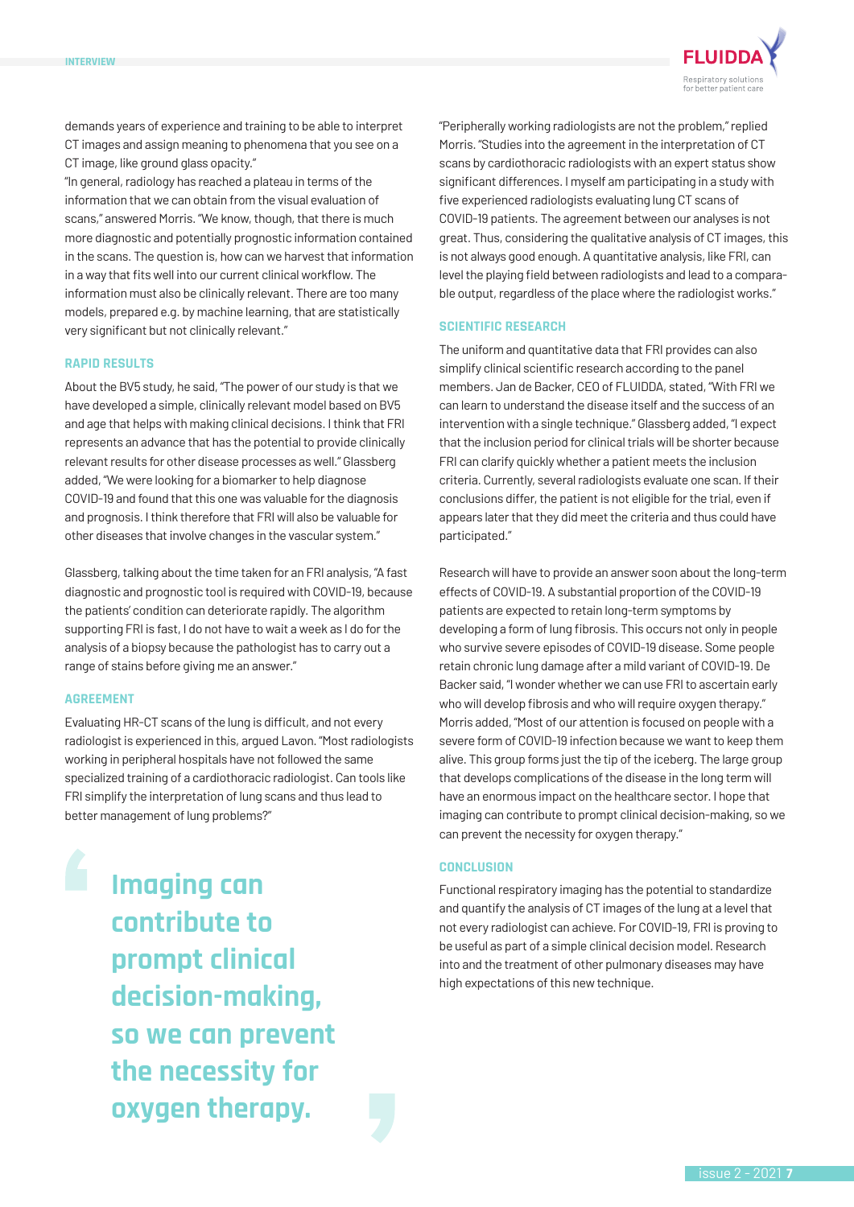demands years of experience and training to be able to interpret CT images and assign meaning to phenomena that you see on a CT image, like ground glass opacity."

"In general, radiology has reached a plateau in terms of the information that we can obtain from the visual evaluation of scans," answered Morris. "We know, though, that there is much more diagnostic and potentially prognostic information contained in the scans. The question is, how can we harvest that information in a way that fits well into our current clinical workflow. The information must also be clinically relevant. There are too many models, prepared e.g. by machine learning, that are statistically very significant but not clinically relevant."

### RAPID RESULTS

About the BV5 study, he said, "The power of our study is that we have developed a simple, clinically relevant model based on BV5 and age that helps with making clinical decisions. I think that FRI represents an advance that has the potential to provide clinically relevant results for other disease processes as well." Glassberg added, "We were looking for a biomarker to help diagnose COVID-19 and found that this one was valuable for the diagnosis and prognosis. I think therefore that FRI will also be valuable for other diseases that involve changes in the vascular system."

Glassberg, talking about the time taken for an FRI analysis, "A fast diagnostic and prognostic tool is required with COVID-19, because the patients' condition can deteriorate rapidly. The algorithm supporting FRI is fast, I do not have to wait a week as I do for the analysis of a biopsy because the pathologist has to carry out a range of stains before giving me an answer."

### AGREEMENT

Evaluating HR-CT scans of the lung is difficult, and not every radiologist is experienced in this, argued Lavon. "Most radiologists working in peripheral hospitals have not followed the same specialized training of a cardiothoracic radiologist. Can tools like FRI simplify the interpretation of lung scans and thus lead to better management of lung problems?"

> **Imaging can contribute to prompt clinical decision-making, so we can prevent the necessity for oxygen therapy.**

"Peripherally working radiologists are not the problem," replied Morris. "Studies into the agreement in the interpretation of CT scans by cardiothoracic radiologists with an expert status show significant differences. I myself am participating in a study with five experienced radiologists evaluating lung CT scans of COVID-19 patients. The agreement between our analyses is not great. Thus, considering the qualitative analysis of CT images, this is not always good enough. A quantitative analysis, like FRI, can level the playing field between radiologists and lead to a comparable output, regardless of the place where the radiologist works."

### SCIENTIFIC RESEARCH

The uniform and quantitative data that FRI provides can also simplify clinical scientific research according to the panel members. Jan de Backer, CEO of FLUIDDA, stated, "With FRI we can learn to understand the disease itself and the success of an intervention with a single technique." Glassberg added, "I expect that the inclusion period for clinical trials will be shorter because FRI can clarify quickly whether a patient meets the inclusion criteria. Currently, several radiologists evaluate one scan. If their conclusions differ, the patient is not eligible for the trial, even if appears later that they did meet the criteria and thus could have participated."

Research will have to provide an answer soon about the long-term effects of COVID-19. A substantial proportion of the COVID-19 patients are expected to retain long-term symptoms by developing a form of lung fibrosis. This occurs not only in people who survive severe episodes of COVID-19 disease. Some people retain chronic lung damage after a mild variant of COVID-19. De Backer said, "I wonder whether we can use FRI to ascertain early who will develop fibrosis and who will require oxygen therapy." Morris added, "Most of our attention is focused on people with a severe form of COVID-19 infection because we want to keep them alive. This group forms just the tip of the iceberg. The large group that develops complications of the disease in the long term will have an enormous impact on the healthcare sector. I hope that imaging can contribute to prompt clinical decision-making, so we can prevent the necessity for oxygen therapy."

### CONCLUSION

Functional respiratory imaging has the potential to standardize and quantify the analysis of CT images of the lung at a level that not every radiologist can achieve. For COVID-19, FRI is proving to be useful as part of a simple clinical decision model. Research into and the treatment of other pulmonary diseases may have high expectations of this new technique.